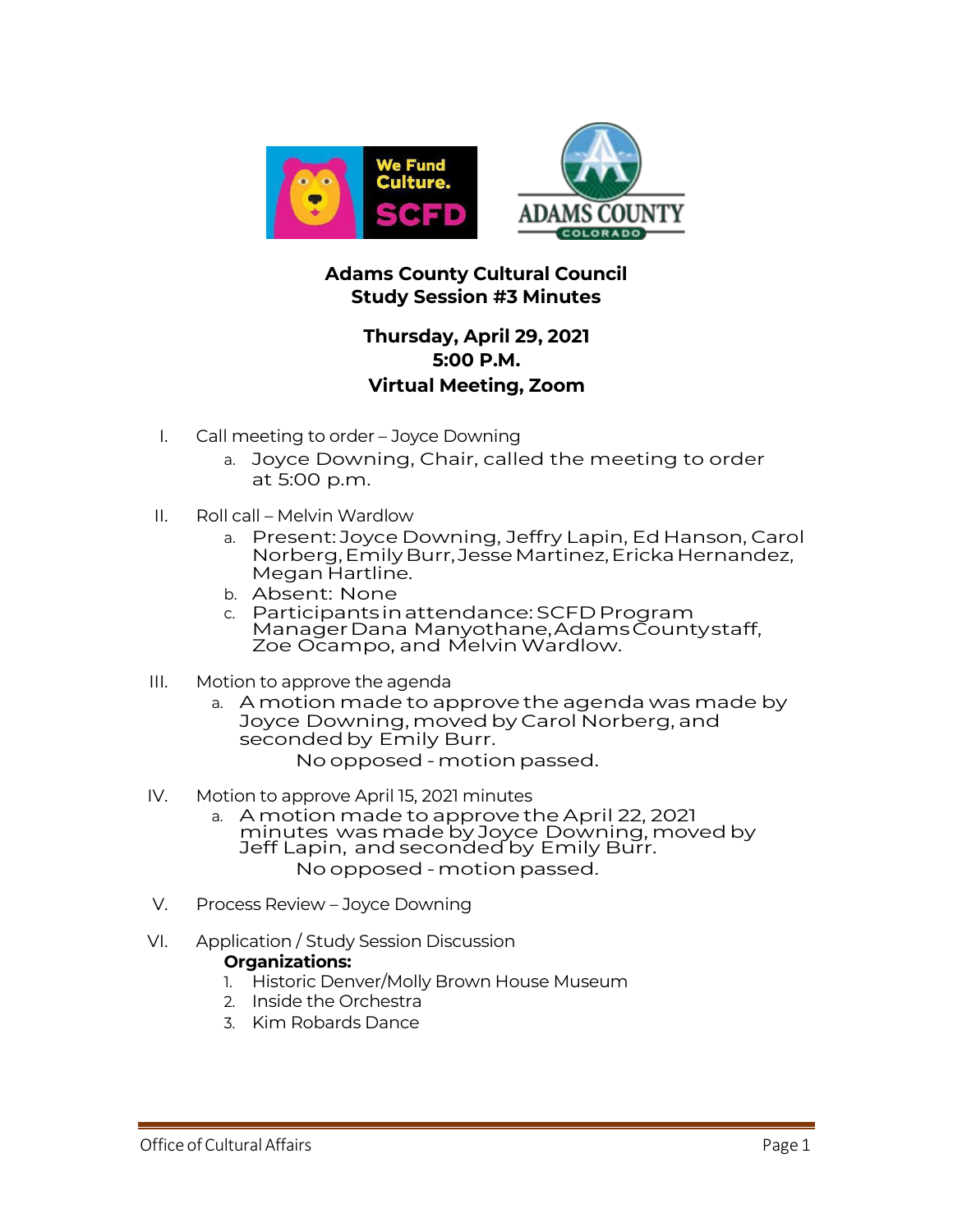**Adams County Cultural Council**
**Study Session #3 Minutes**

**Thursday, April 29, 2021**
**5:00 P.M.**
**Virtual Meeting, Zoom**

I. Call meeting to order – Joyce Downing
   a. Joyce Downing, Chair, called the meeting to order at 5:00 p.m.

II. Roll call – Melvin Wardlow
   a. Present: Joyce Downing, Jeffry Lapin, Ed Hanson, Carol Norberg, Emily Burr, Jesse Martinez, Ericka Hernandez, Megan Hartline.
   b. Absent: None
   c. Participants in attendance: SCFD Program Manager Dana Manyothane, Adams County staff, Zoe Ocampo, and Melvin Wardlow.

III. Motion to approve the agenda
   a. A motion made to approve the agenda was made by Joyce Downing, moved by Carol Norberg, and seconded by Emily Burr.
      No opposed - motion passed.

IV. Motion to approve April 15, 2021 minutes
   a. A motion made to approve the April 22, 2021 minutes was made by Joyce Downing, moved by Jeff Lapin, and seconded by Emily Burr.
      No opposed - motion passed.

V. Process Review – Joyce Downing

VI. Application / Study Session Discussion

   **Organizations:**
   1. Historic Denver/Molly Brown House Museum
   2. Inside the Orchestra
   3. Kim Robards Dance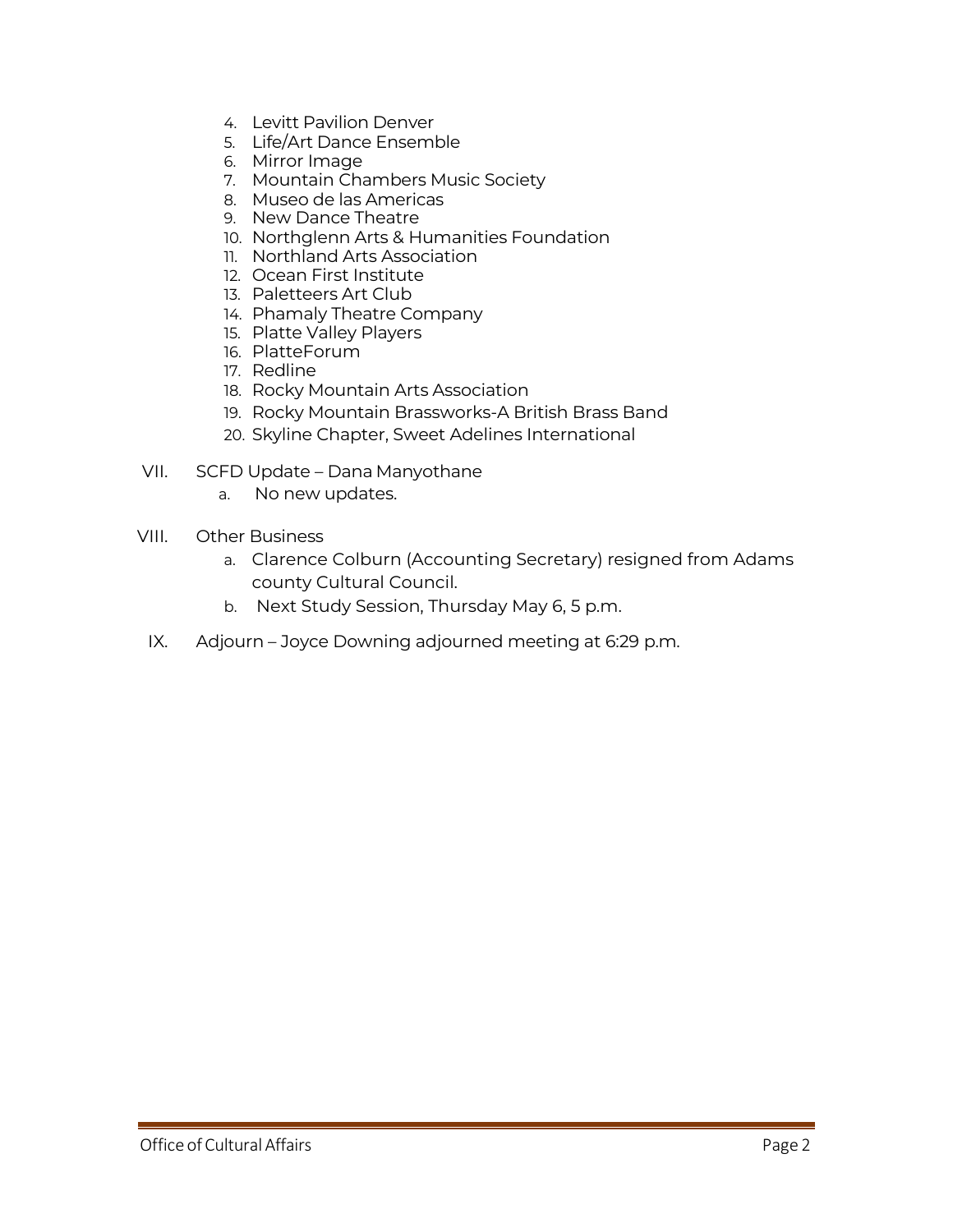4. Levitt Pavilion Denver
5. Life/Art Dance Ensemble
6. Mirror Image
7. Mountain Chambers Music Society
8. Museo de las Americas
9. New Dance Theatre
10. Northglenn Arts & Humanities Foundation
11. Northland Arts Association
12. Ocean First Institute
13. Paletteers Art Club
14. Phamaly Theatre Company
15. Platte Valley Players
16. PlatteForum
17. Redline
18. Rocky Mountain Arts Association
19. Rocky Mountain Brassworks-A British Brass Band
20. Skyline Chapter, Sweet Adelines International

VII. SCFD Update – Dana Manyothane
   a. No new updates.

VIII. Other Business
   a. Clarence Colburn (Accounting Secretary) resigned from Adams county Cultural Council.
   b. Next Study Session, Thursday May 6, 5 p.m.

IX. Adjourn – Joyce Downing adjourned meeting at 6:29 p.m.